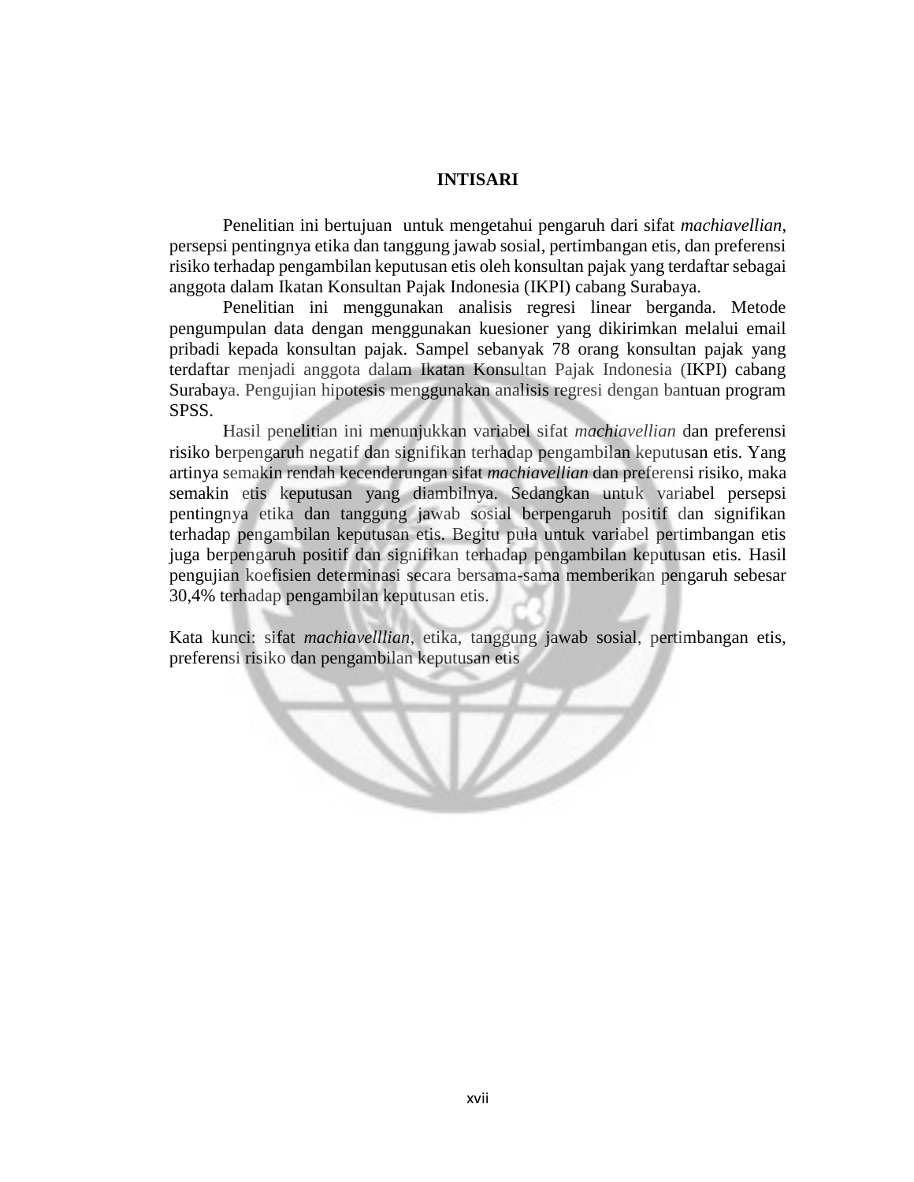# INTISARI

Penelitian ini bertujuan untuk mengetahui pengaruh dari sifat *machiavellian*, persepsi pentingnya etika dan tanggung jawab sosial, pertimbangan etis, dan preferensi risiko terhadap pengambilan keputusan etis oleh konsultan pajak yang terdaftar sebagai anggota dalam Ikatan Konsultan Pajak Indonesia (IKPI) cabang Surabaya.

Penelitian ini menggunakan analisis regresi linear berganda. Metode pengumpulan data dengan menggunakan kuesioner yang dikirimkan melalui email pribadi kepada konsultan pajak. Sampel sebanyak 78 orang konsultan pajak yang terdaftar menjadi anggota dalam Ikatan Konsultan Pajak Indonesia (IKPI) cabang Surabaya. Pengujian hipotesis menggunakan analisis regresi dengan bantuan program SPSS.

Hasil penelitian ini menunjukkan variabel sifat *machiavellian* dan preferensi risiko berpengaruh negatif dan signifikan terhadap pengambilan keputusan etis. Yang artinya semakin rendah kecenderungan sifat *machiavellian* dan preferensi risiko, maka semakin etis keputusan yang diambilnya. Sedangkan untuk variabel persepsi pentingnya etika dan tanggung jawab sosial berpengaruh positif dan signifikan terhadap pengambilan keputusan etis. Begitu pula untuk variabel pertimbangan etis juga berpengaruh positif dan signifikan terhadap pengambilan keputusan etis. Hasil pengujian koefisien determinasi secara bersama-sama memberikan pengaruh sebesar 30,4% terhadap pengambilan keputusan etis.

Kata kunci: sifat *machiavelllian*, etika, tanggung jawab sosial, pertimbangan etis, preferensi risiko dan pengambilan keputusan etis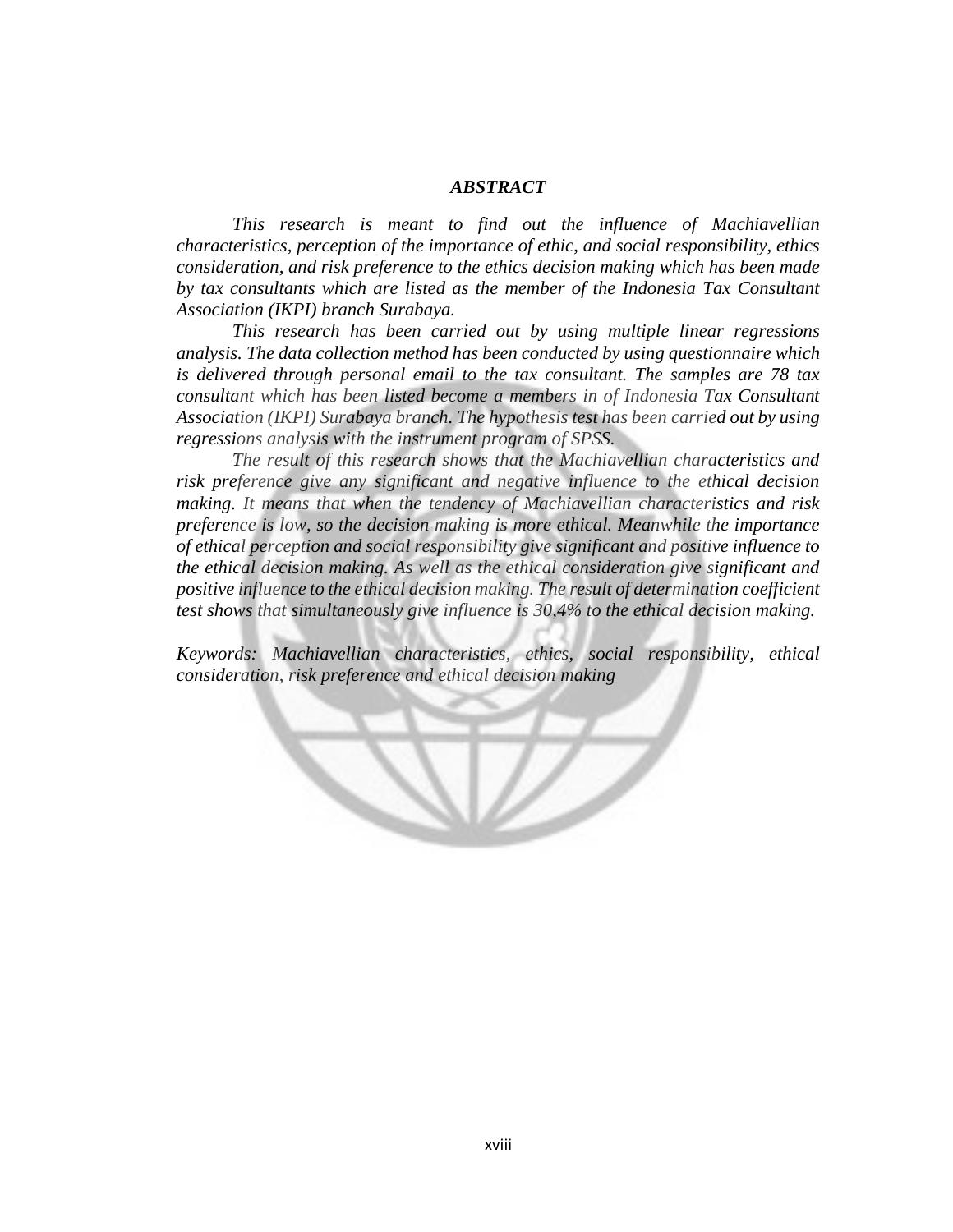## *ABSTRACT*

*This research is meant to find out the influence of Machiavellian characteristics, perception of the importance of ethic, and social responsibility, ethics consideration, and risk preference to the ethics decision making which has been made by tax consultants which are listed as the member of the Indonesia Tax Consultant Association (IKPI) branch Surabaya.*

*This research has been carried out by using multiple linear regressions analysis. The data collection method has been conducted by using questionnaire which is delivered through personal email to the tax consultant. The samples are 78 tax consultant which has been listed become a members in of Indonesia Tax Consultant Association (IKPI) Surabaya branch. The hypothesis test has been carried out by using regressions analysis with the instrument program of SPSS.*

*The result of this research shows that the Machiavellian characteristics and risk preference give any significant and negative influence to the ethical decision making. It means that when the tendency of Machiavellian characteristics and risk preference is low, so the decision making is more ethical. Meanwhile the importance of ethical perception and social responsibility give significant and positive influence to the ethical decision making. As well as the ethical consideration give significant and positive influence to the ethical decision making. The result of determination coefficient test shows that simultaneously give influence is 30,4% to the ethical decision making.*

*Keywords: Machiavellian characteristics, ethics, social responsibility, ethical consideration, risk preference and ethical decision making*